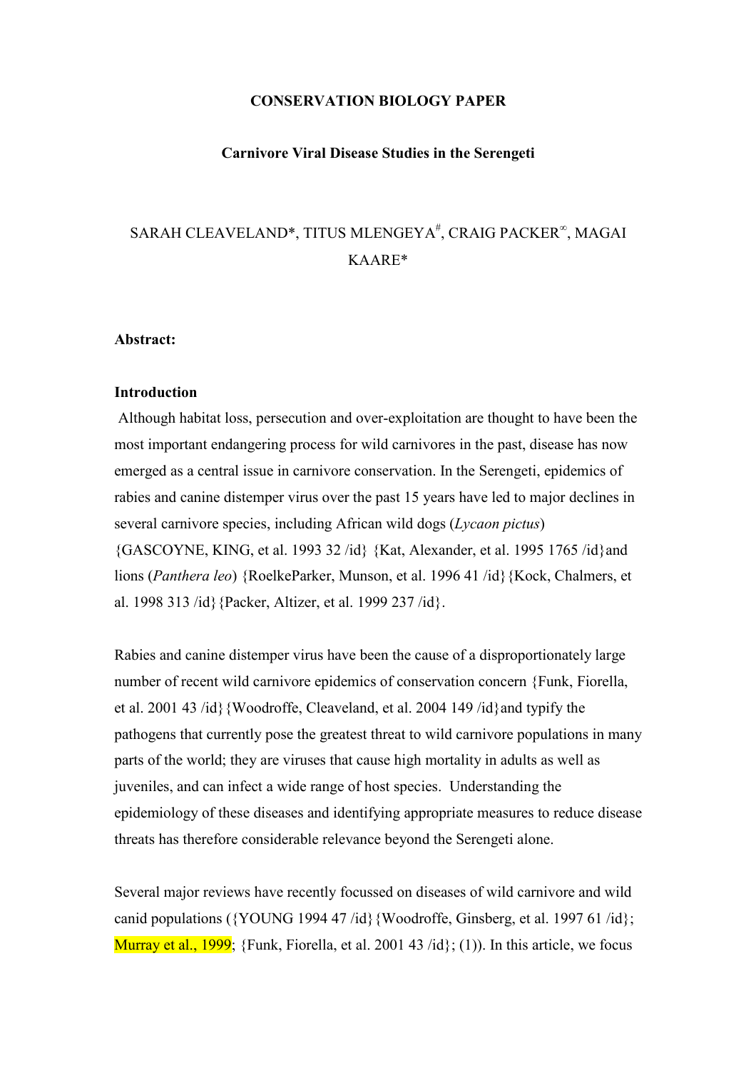**CONSERVATION BIOLOGY PAPER**

**Carnivore Viral Disease Studies in the Serengeti**

SARAH CLEAVELAND*, TITUS MLENGEYA[#], CRAIG PACKER[∞], MAGAI KAARE*

**Abstract:**

**Introduction**

Although habitat loss, persecution and over-exploitation are thought to have been the most important endangering process for wild carnivores in the past, disease has now emerged as a central issue in carnivore conservation. In the Serengeti, epidemics of rabies and canine distemper virus over the past 15 years have led to major declines in several carnivore species, including African wild dogs (*Lycaon pictus*) {GASCOYNE, KING, et al. 1993 32 /id} {Kat, Alexander, et al. 1995 1765 /id}and lions (*Panthera leo*) {RoelkeParker, Munson, et al. 1996 41 /id}{Kock, Chalmers, et al. 1998 313 /id}{Packer, Altizer, et al. 1999 237 /id}.

Rabies and canine distemper virus have been the cause of a disproportionately large number of recent wild carnivore epidemics of conservation concern {Funk, Fiorella, et al. 2001 43 /id}{Woodroffe, Cleaveland, et al. 2004 149 /id}and typify the pathogens that currently pose the greatest threat to wild carnivore populations in many parts of the world; they are viruses that cause high mortality in adults as well as juveniles, and can infect a wide range of host species. Understanding the epidemiology of these diseases and identifying appropriate measures to reduce disease threats has therefore considerable relevance beyond the Serengeti alone.

Several major reviews have recently focussed on diseases of wild carnivore and wild canid populations ({YOUNG 1994 47 /id}{Woodroffe, Ginsberg, et al. 1997 61 /id}; Murray et al., 1999; {Funk, Fiorella, et al. 2001 43 /id}; (1)). In this article, we focus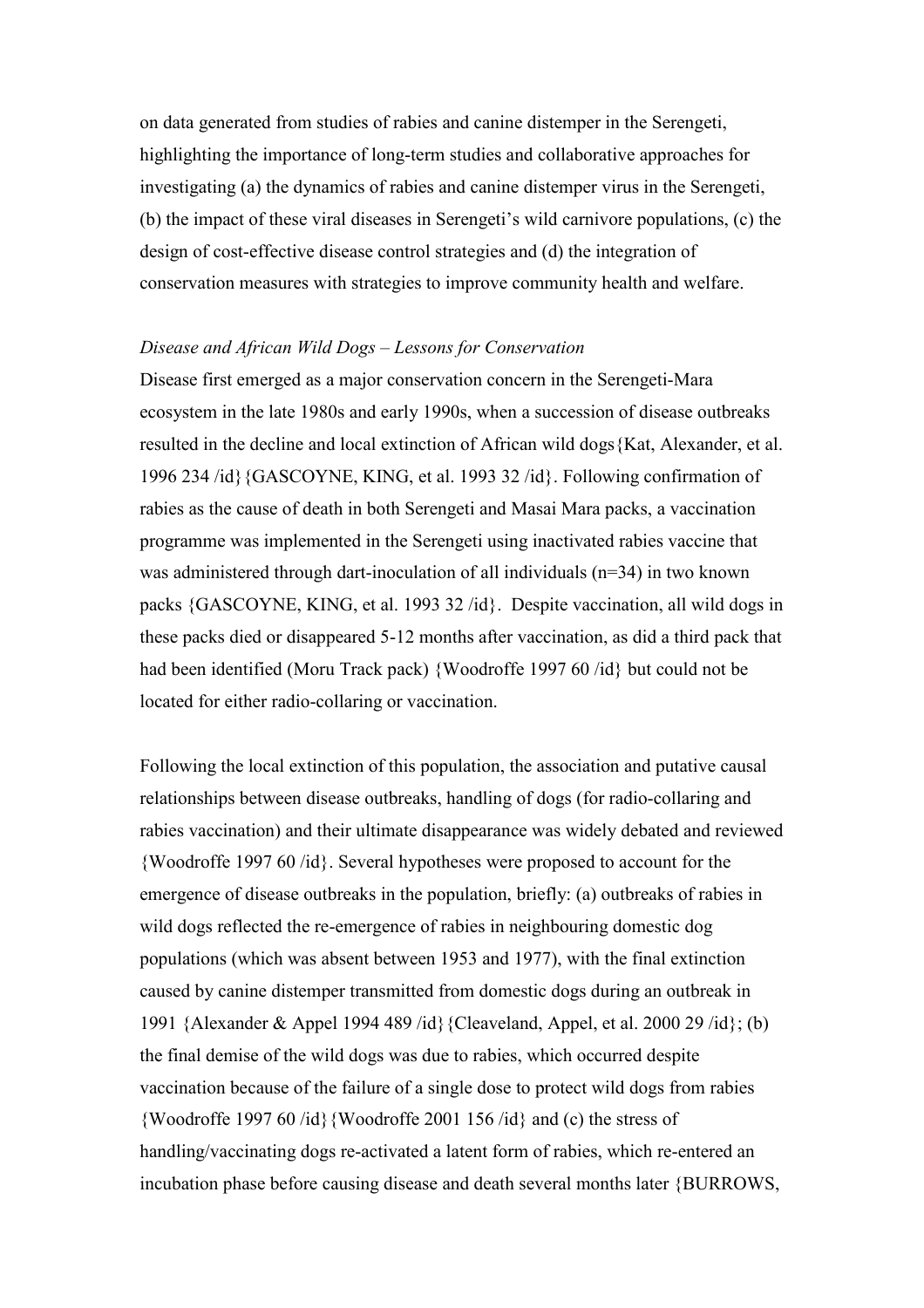on data generated from studies of rabies and canine distemper in the Serengeti, highlighting the importance of long-term studies and collaborative approaches for investigating (a) the dynamics of rabies and canine distemper virus in the Serengeti, (b) the impact of these viral diseases in Serengeti's wild carnivore populations, (c) the design of cost-effective disease control strategies and (d) the integration of conservation measures with strategies to improve community health and welfare.

*Disease and African Wild Dogs – Lessons for Conservation*

Disease first emerged as a major conservation concern in the Serengeti-Mara ecosystem in the late 1980s and early 1990s, when a succession of disease outbreaks resulted in the decline and local extinction of African wild dogs{Kat, Alexander, et al. 1996 234 /id}{GASCOYNE, KING, et al. 1993 32 /id}. Following confirmation of rabies as the cause of death in both Serengeti and Masai Mara packs, a vaccination programme was implemented in the Serengeti using inactivated rabies vaccine that was administered through dart-inoculation of all individuals (n=34) in two known packs {GASCOYNE, KING, et al. 1993 32 /id}. Despite vaccination, all wild dogs in these packs died or disappeared 5-12 months after vaccination, as did a third pack that had been identified (Moru Track pack) {Woodroffe 1997 60 /id} but could not be located for either radio-collaring or vaccination.

Following the local extinction of this population, the association and putative causal relationships between disease outbreaks, handling of dogs (for radio-collaring and rabies vaccination) and their ultimate disappearance was widely debated and reviewed {Woodroffe 1997 60 /id}. Several hypotheses were proposed to account for the emergence of disease outbreaks in the population, briefly: (a) outbreaks of rabies in wild dogs reflected the re-emergence of rabies in neighbouring domestic dog populations (which was absent between 1953 and 1977), with the final extinction caused by canine distemper transmitted from domestic dogs during an outbreak in 1991 {Alexander & Appel 1994 489 /id}{Cleaveland, Appel, et al. 2000 29 /id}; (b) the final demise of the wild dogs was due to rabies, which occurred despite vaccination because of the failure of a single dose to protect wild dogs from rabies {Woodroffe 1997 60 /id}{Woodroffe 2001 156 /id} and (c) the stress of handling/vaccinating dogs re-activated a latent form of rabies, which re-entered an incubation phase before causing disease and death several months later {BURROWS,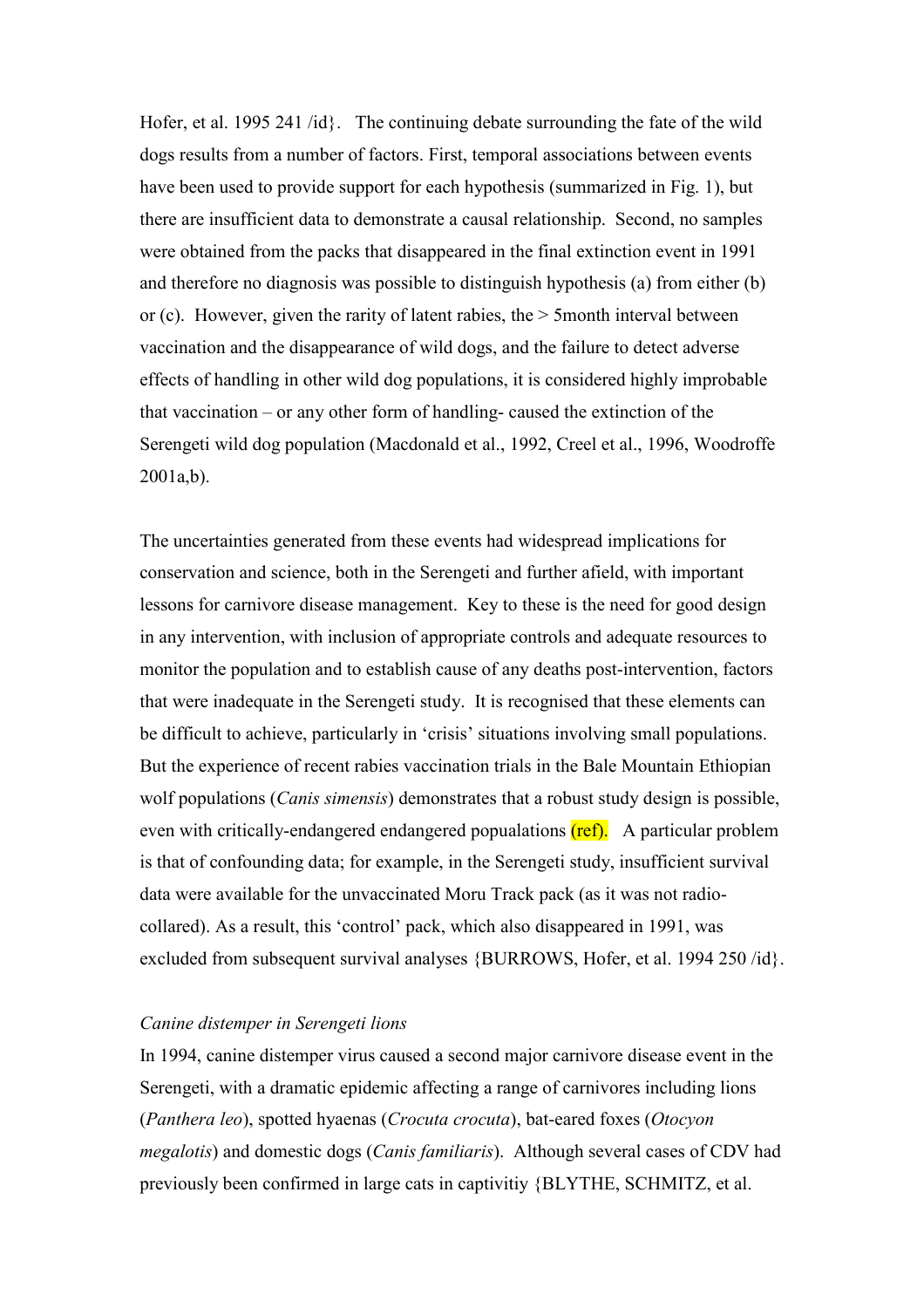Hofer, et al. 1995 241 /id}. The continuing debate surrounding the fate of the wild dogs results from a number of factors. First, temporal associations between events have been used to provide support for each hypothesis (summarized in Fig. 1), but there are insufficient data to demonstrate a causal relationship. Second, no samples were obtained from the packs that disappeared in the final extinction event in 1991 and therefore no diagnosis was possible to distinguish hypothesis (a) from either (b) or (c). However, given the rarity of latent rabies, the > 5month interval between vaccination and the disappearance of wild dogs, and the failure to detect adverse effects of handling in other wild dog populations, it is considered highly improbable that vaccination – or any other form of handling- caused the extinction of the Serengeti wild dog population (Macdonald et al., 1992, Creel et al., 1996, Woodroffe 2001a,b).

The uncertainties generated from these events had widespread implications for conservation and science, both in the Serengeti and further afield, with important lessons for carnivore disease management. Key to these is the need for good design in any intervention, with inclusion of appropriate controls and adequate resources to monitor the population and to establish cause of any deaths post-intervention, factors that were inadequate in the Serengeti study. It is recognised that these elements can be difficult to achieve, particularly in 'crisis' situations involving small populations. But the experience of recent rabies vaccination trials in the Bale Mountain Ethiopian wolf populations (*Canis simensis*) demonstrates that a robust study design is possible, even with critically-endangered endangered popualations (ref). A particular problem is that of confounding data; for example, in the Serengeti study, insufficient survival data were available for the unvaccinated Moru Track pack (as it was not radio-collared). As a result, this 'control' pack, which also disappeared in 1991, was excluded from subsequent survival analyses {BURROWS, Hofer, et al. 1994 250 /id}.

### *Canine distemper in Serengeti lions*

In 1994, canine distemper virus caused a second major carnivore disease event in the Serengeti, with a dramatic epidemic affecting a range of carnivores including lions (*Panthera leo*), spotted hyaenas (*Crocuta crocuta*), bat-eared foxes (*Otocyon megalotis*) and domestic dogs (*Canis familiaris*). Although several cases of CDV had previously been confirmed in large cats in captivitiy {BLYTHE, SCHMITZ, et al.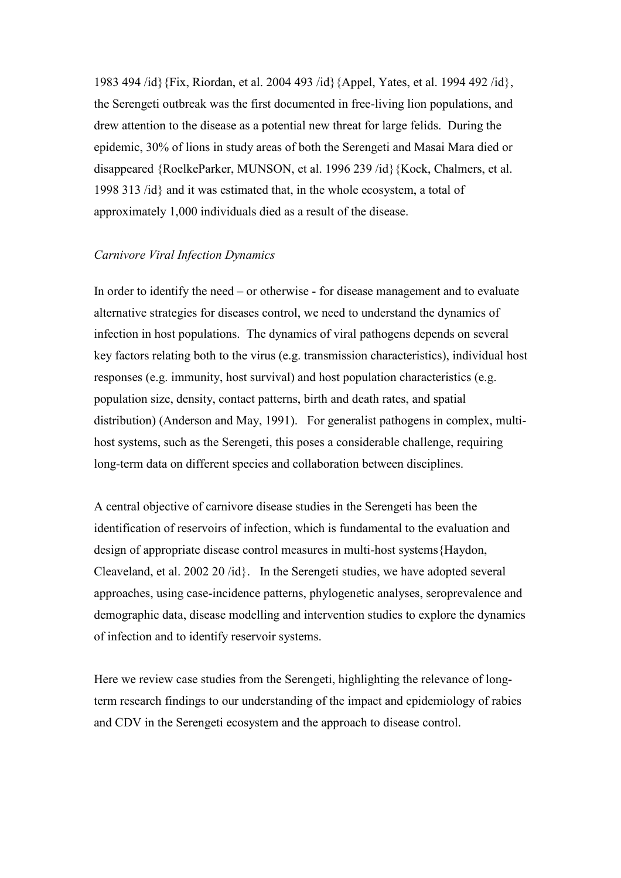1983 494 /id}{Fix, Riordan, et al. 2004 493 /id}{Appel, Yates, et al. 1994 492 /id}, the Serengeti outbreak was the first documented in free-living lion populations, and drew attention to the disease as a potential new threat for large felids. During the epidemic, 30% of lions in study areas of both the Serengeti and Masai Mara died or disappeared {RoelkeParker, MUNSON, et al. 1996 239 /id}{Kock, Chalmers, et al. 1998 313 /id} and it was estimated that, in the whole ecosystem, a total of approximately 1,000 individuals died as a result of the disease.

*Carnivore Viral Infection Dynamics*

In order to identify the need – or otherwise - for disease management and to evaluate alternative strategies for diseases control, we need to understand the dynamics of infection in host populations. The dynamics of viral pathogens depends on several key factors relating both to the virus (e.g. transmission characteristics), individual host responses (e.g. immunity, host survival) and host population characteristics (e.g. population size, density, contact patterns, birth and death rates, and spatial distribution) (Anderson and May, 1991). For generalist pathogens in complex, multi-host systems, such as the Serengeti, this poses a considerable challenge, requiring long-term data on different species and collaboration between disciplines.

A central objective of carnivore disease studies in the Serengeti has been the identification of reservoirs of infection, which is fundamental to the evaluation and design of appropriate disease control measures in multi-host systems{Haydon, Cleaveland, et al. 2002 20 /id}. In the Serengeti studies, we have adopted several approaches, using case-incidence patterns, phylogenetic analyses, seroprevalence and demographic data, disease modelling and intervention studies to explore the dynamics of infection and to identify reservoir systems.

Here we review case studies from the Serengeti, highlighting the relevance of long-term research findings to our understanding of the impact and epidemiology of rabies and CDV in the Serengeti ecosystem and the approach to disease control.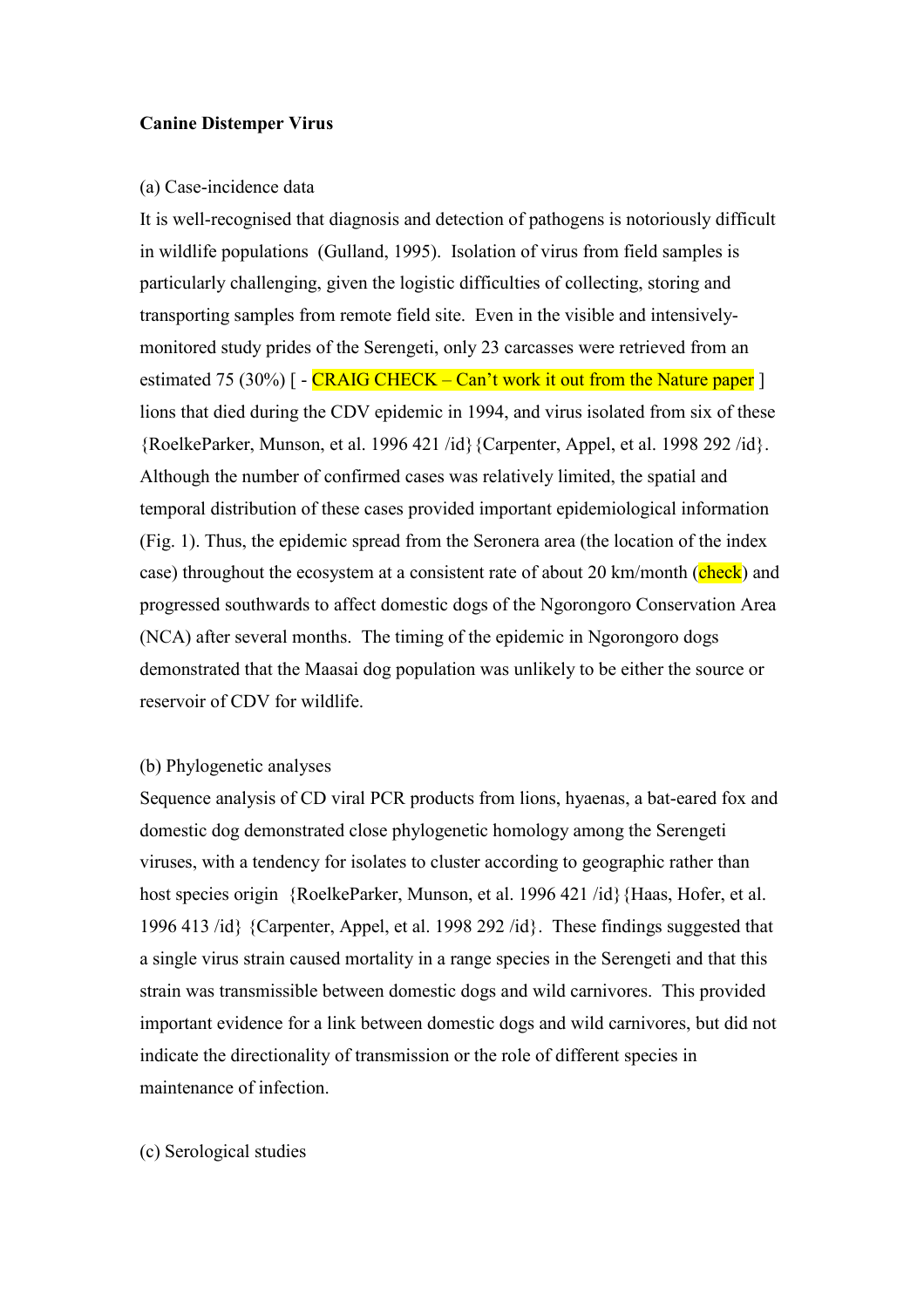**Canine Distemper Virus**

(a) Case-incidence data

It is well-recognised that diagnosis and detection of pathogens is notoriously difficult in wildlife populations (Gulland, 1995). Isolation of virus from field samples is particularly challenging, given the logistic difficulties of collecting, storing and transporting samples from remote field site. Even in the visible and intensively-monitored study prides of the Serengeti, only 23 carcasses were retrieved from an estimated 75 (30%) [ - CRAIG CHECK – Can't work it out from the Nature paper ] lions that died during the CDV epidemic in 1994, and virus isolated from six of these {RoelkeParker, Munson, et al. 1996 421 /id}{Carpenter, Appel, et al. 1998 292 /id}. Although the number of confirmed cases was relatively limited, the spatial and temporal distribution of these cases provided important epidemiological information (Fig. 1). Thus, the epidemic spread from the Seronera area (the location of the index case) throughout the ecosystem at a consistent rate of about 20 km/month (check) and progressed southwards to affect domestic dogs of the Ngorongoro Conservation Area (NCA) after several months. The timing of the epidemic in Ngorongoro dogs demonstrated that the Maasai dog population was unlikely to be either the source or reservoir of CDV for wildlife.

(b) Phylogenetic analyses

Sequence analysis of CD viral PCR products from lions, hyaenas, a bat-eared fox and domestic dog demonstrated close phylogenetic homology among the Serengeti viruses, with a tendency for isolates to cluster according to geographic rather than host species origin {RoelkeParker, Munson, et al. 1996 421 /id}{Haas, Hofer, et al. 1996 413 /id} {Carpenter, Appel, et al. 1998 292 /id}. These findings suggested that a single virus strain caused mortality in a range species in the Serengeti and that this strain was transmissible between domestic dogs and wild carnivores. This provided important evidence for a link between domestic dogs and wild carnivores, but did not indicate the directionality of transmission or the role of different species in maintenance of infection.

(c) Serological studies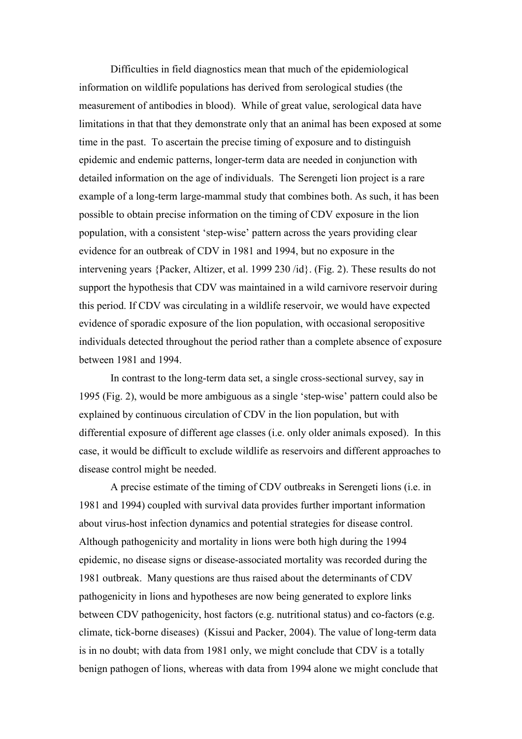Difficulties in field diagnostics mean that much of the epidemiological information on wildlife populations has derived from serological studies (the measurement of antibodies in blood). While of great value, serological data have limitations in that that they demonstrate only that an animal has been exposed at some time in the past. To ascertain the precise timing of exposure and to distinguish epidemic and endemic patterns, longer-term data are needed in conjunction with detailed information on the age of individuals. The Serengeti lion project is a rare example of a long-term large-mammal study that combines both. As such, it has been possible to obtain precise information on the timing of CDV exposure in the lion population, with a consistent 'step-wise' pattern across the years providing clear evidence for an outbreak of CDV in 1981 and 1994, but no exposure in the intervening years {Packer, Altizer, et al. 1999 230 /id}. (Fig. 2). These results do not support the hypothesis that CDV was maintained in a wild carnivore reservoir during this period. If CDV was circulating in a wildlife reservoir, we would have expected evidence of sporadic exposure of the lion population, with occasional seropositive individuals detected throughout the period rather than a complete absence of exposure between 1981 and 1994.

In contrast to the long-term data set, a single cross-sectional survey, say in 1995 (Fig. 2), would be more ambiguous as a single 'step-wise' pattern could also be explained by continuous circulation of CDV in the lion population, but with differential exposure of different age classes (i.e. only older animals exposed). In this case, it would be difficult to exclude wildlife as reservoirs and different approaches to disease control might be needed.

A precise estimate of the timing of CDV outbreaks in Serengeti lions (i.e. in 1981 and 1994) coupled with survival data provides further important information about virus-host infection dynamics and potential strategies for disease control. Although pathogenicity and mortality in lions were both high during the 1994 epidemic, no disease signs or disease-associated mortality was recorded during the 1981 outbreak. Many questions are thus raised about the determinants of CDV pathogenicity in lions and hypotheses are now being generated to explore links between CDV pathogenicity, host factors (e.g. nutritional status) and co-factors (e.g. climate, tick-borne diseases) (Kissui and Packer, 2004). The value of long-term data is in no doubt; with data from 1981 only, we might conclude that CDV is a totally benign pathogen of lions, whereas with data from 1994 alone we might conclude that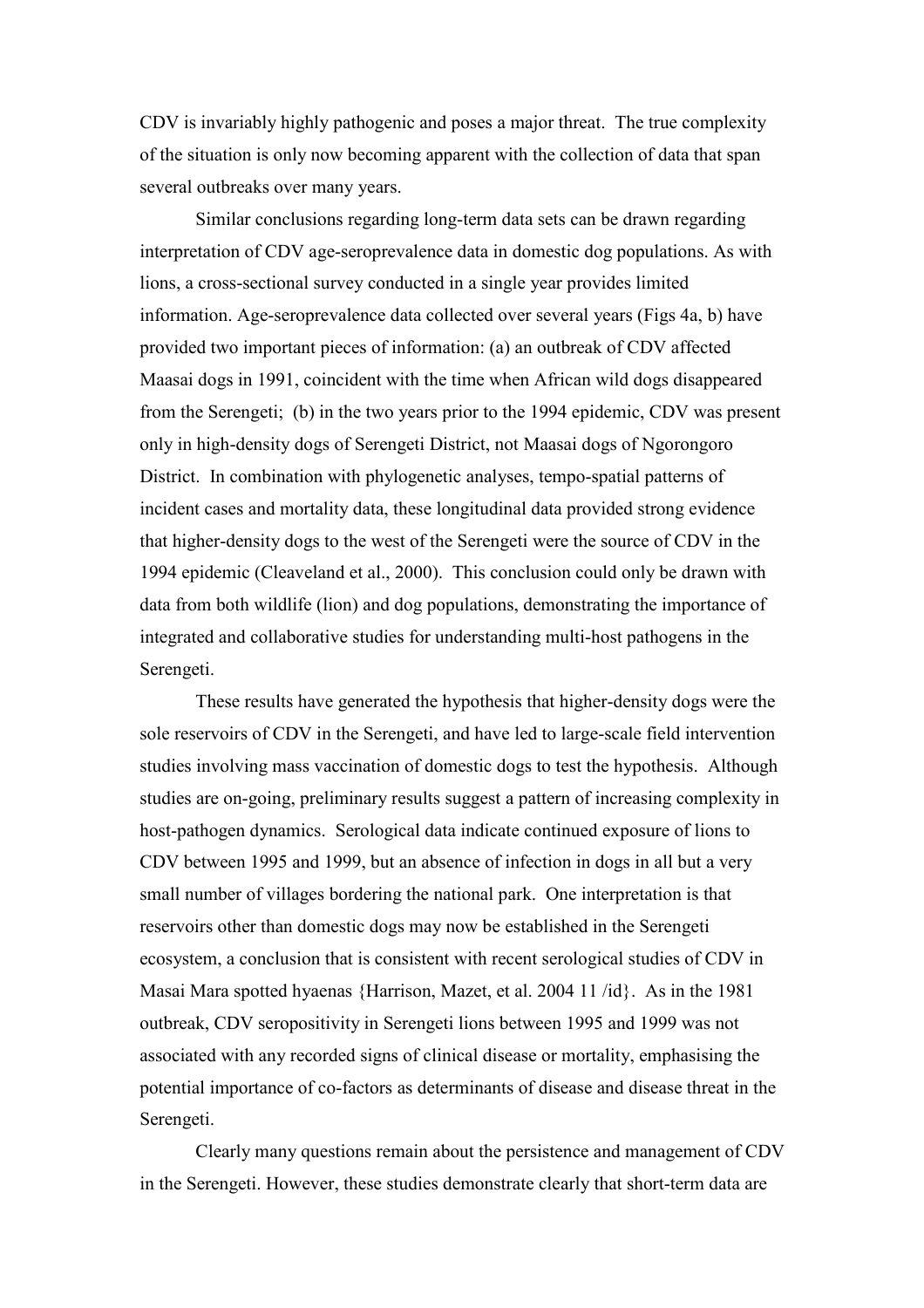CDV is invariably highly pathogenic and poses a major threat. The true complexity of the situation is only now becoming apparent with the collection of data that span several outbreaks over many years.

Similar conclusions regarding long-term data sets can be drawn regarding interpretation of CDV age-seroprevalence data in domestic dog populations. As with lions, a cross-sectional survey conducted in a single year provides limited information. Age-seroprevalence data collected over several years (Figs 4a, b) have provided two important pieces of information: (a) an outbreak of CDV affected Maasai dogs in 1991, coincident with the time when African wild dogs disappeared from the Serengeti; (b) in the two years prior to the 1994 epidemic, CDV was present only in high-density dogs of Serengeti District, not Maasai dogs of Ngorongoro District. In combination with phylogenetic analyses, tempo-spatial patterns of incident cases and mortality data, these longitudinal data provided strong evidence that higher-density dogs to the west of the Serengeti were the source of CDV in the 1994 epidemic (Cleaveland et al., 2000). This conclusion could only be drawn with data from both wildlife (lion) and dog populations, demonstrating the importance of integrated and collaborative studies for understanding multi-host pathogens in the Serengeti.

These results have generated the hypothesis that higher-density dogs were the sole reservoirs of CDV in the Serengeti, and have led to large-scale field intervention studies involving mass vaccination of domestic dogs to test the hypothesis. Although studies are on-going, preliminary results suggest a pattern of increasing complexity in host-pathogen dynamics. Serological data indicate continued exposure of lions to CDV between 1995 and 1999, but an absence of infection in dogs in all but a very small number of villages bordering the national park. One interpretation is that reservoirs other than domestic dogs may now be established in the Serengeti ecosystem, a conclusion that is consistent with recent serological studies of CDV in Masai Mara spotted hyaenas {Harrison, Mazet, et al. 2004 11 /id}. As in the 1981 outbreak, CDV seropositivity in Serengeti lions between 1995 and 1999 was not associated with any recorded signs of clinical disease or mortality, emphasising the potential importance of co-factors as determinants of disease and disease threat in the Serengeti.

Clearly many questions remain about the persistence and management of CDV in the Serengeti. However, these studies demonstrate clearly that short-term data are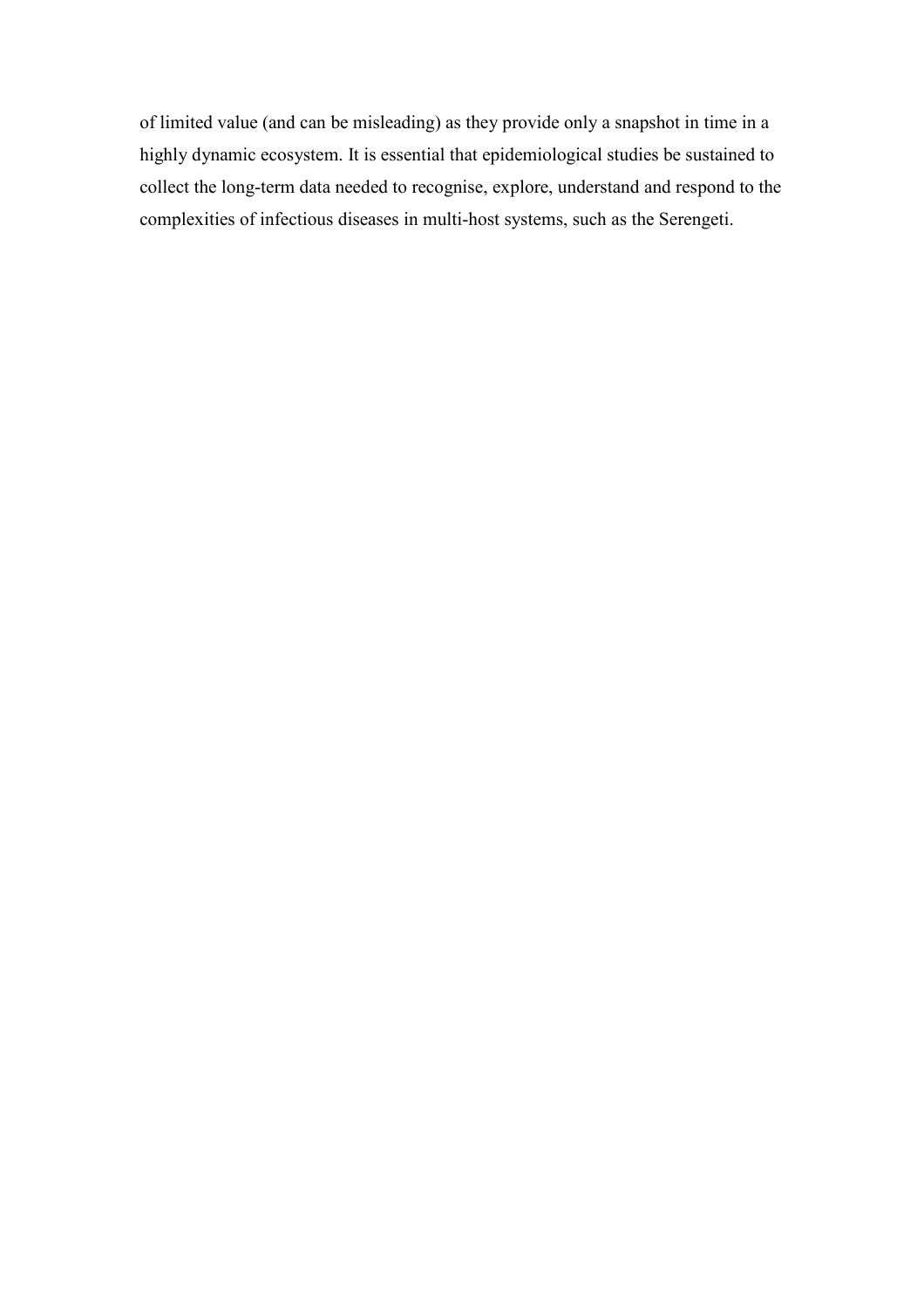of limited value (and can be misleading) as they provide only a snapshot in time in a highly dynamic ecosystem. It is essential that epidemiological studies be sustained to collect the long-term data needed to recognise, explore, understand and respond to the complexities of infectious diseases in multi-host systems, such as the Serengeti.